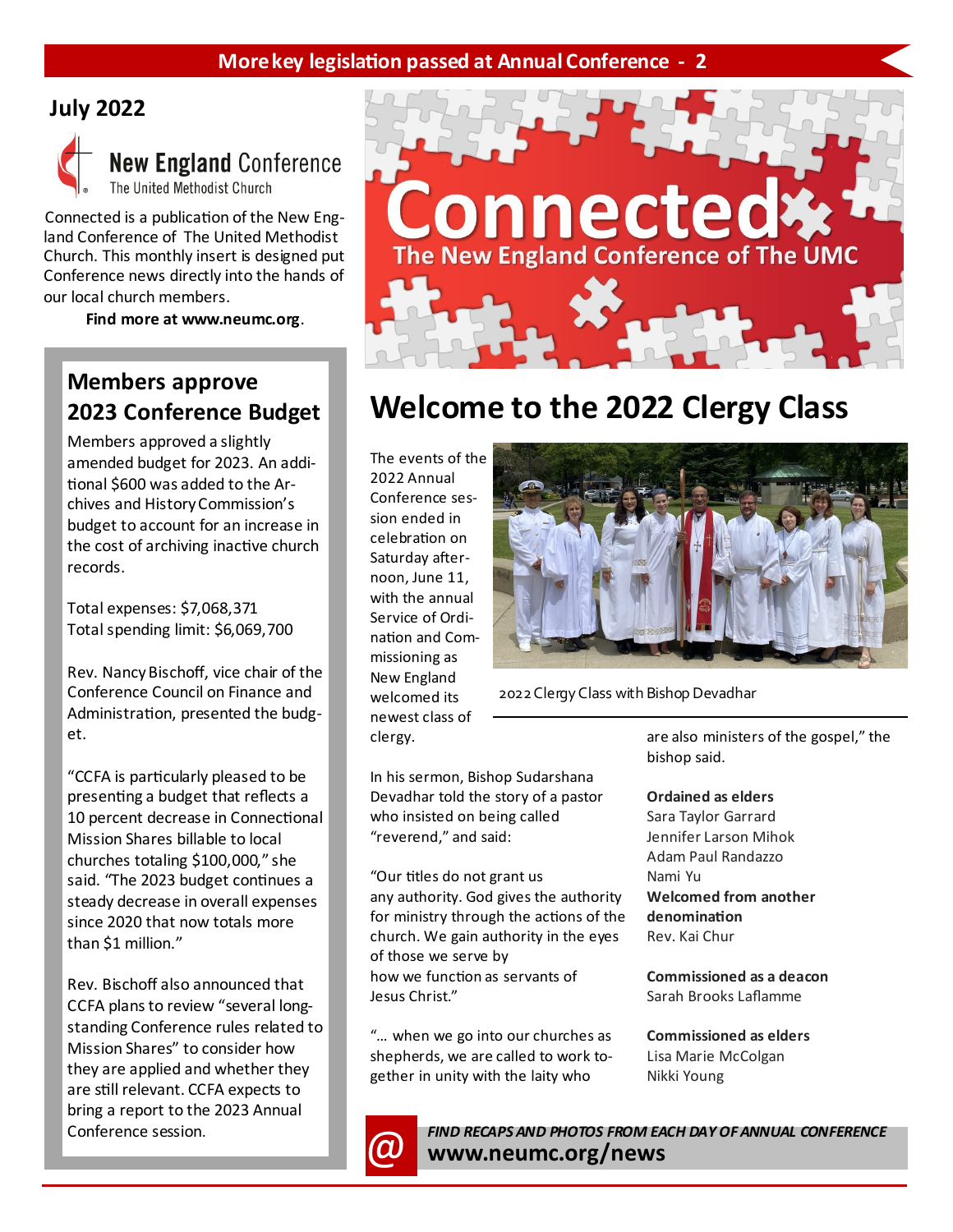More key legislation passed at Annual Conference - 2

**July 2022**

**New England Conference**
The United Methodist Church

Connected is a publication of the New England Conference of The United Methodist Church. This monthly insert is designed put Conference news directly into the hands of our local church members.

**Find more at www.neumc.org**.

# Connected
## The New England Conference of The UMC

## Members approve 2023 Conference Budget

Members approved a slightly amended budget for 2023. An additional $600 was added to the Archives and History Commission's budget to account for an increase in the cost of archiving inactive church records.

Total expenses: $7,068,371
Total spending limit: $6,069,700

Rev. Nancy Bischoff, vice chair of the Conference Council on Finance and Administration, presented the budget.

"CCFA is particularly pleased to be presenting a budget that reflects a 10 percent decrease in Connectional Mission Shares billable to local churches totaling $100,000," she said. "The 2023 budget continues a steady decrease in overall expenses since 2020 that now totals more than $1 million."

Rev. Bischoff also announced that CCFA plans to review "several long-standing Conference rules related to Mission Shares" to consider how they are applied and whether they are still relevant. CCFA expects to bring a report to the 2023 Annual Conference session.

# Welcome to the 2022 Clergy Class

The events of the 2022 Annual Conference session ended in celebration on Saturday afternoon, June 11, with the annual Service of Ordination and Commissioning as New England welcomed its newest class of clergy.

2022 Clergy Class with Bishop Devadhar

In his sermon, Bishop Sudarshana Devadhar told the story of a pastor who insisted on being called "reverend," and said:

"Our titles do not grant us any authority. God gives the authority for ministry through the actions of the church. We gain authority in the eyes of those we serve by how we function as servants of Jesus Christ."

"… when we go into our churches as shepherds, we are called to work together in unity with the laity who are also ministers of the gospel," the bishop said.

**Ordained as elders**
Sara Taylor Garrard
Jennifer Larson Mihok
Adam Paul Randazzo
Nami Yu

**Welcomed from another denomination**
Rev. Kai Chur

**Commissioned as a deacon**
Sarah Brooks Laflamme

**Commissioned as elders**
Lisa Marie McColgan
Nikki Young

*FIND RECAPS AND PHOTOS FROM EACH DAY OF ANNUAL CONFERENCE*
**www.neumc.org/news**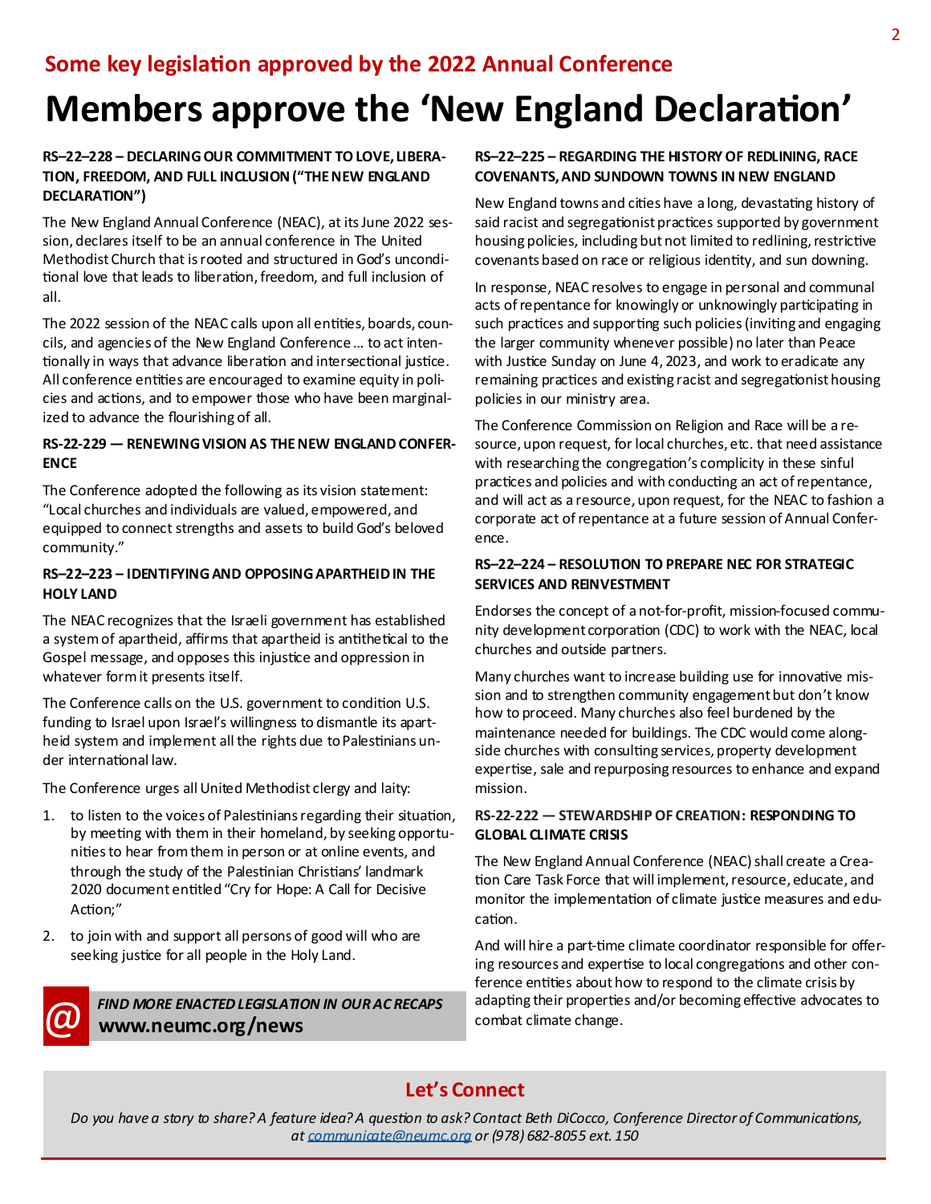## Some key legislation approved by the 2022 Annual Conference

# Members approve the 'New England Declaration'

**RS–22–228 – DECLARING OUR COMMITMENT TO LOVE, LIBERATION, FREEDOM, AND FULL INCLUSION ("THE NEW ENGLAND DECLARATION")**

The New England Annual Conference (NEAC), at its June 2022 session, declares itself to be an annual conference in The United Methodist Church that is rooted and structured in God's unconditional love that leads to liberation, freedom, and full inclusion of all.

The 2022 session of the NEAC calls upon all entities, boards, councils, and agencies of the New England Conference … to act intentionally in ways that advance liberation and intersectional justice. All conference entities are encouraged to examine equity in policies and actions, and to empower those who have been marginalized to advance the flourishing of all.

**RS-22-229 — RENEWING VISION AS THE NEW ENGLAND CONFERENCE**

The Conference adopted the following as its vision statement: "Local churches and individuals are valued, empowered, and equipped to connect strengths and assets to build God's beloved community."

**RS–22–223 – IDENTIFYING AND OPPOSING APARTHEID IN THE HOLY LAND**

The NEAC recognizes that the Israeli government has established a system of apartheid, affirms that apartheid is antithetical to the Gospel message, and opposes this injustice and oppression in whatever form it presents itself.

The Conference calls on the U.S. government to condition U.S. funding to Israel upon Israel's willingness to dismantle its apartheid system and implement all the rights due to Palestinians under international law.

The Conference urges all United Methodist clergy and laity:

1. to listen to the voices of Palestinians regarding their situation, by meeting with them in their homeland, by seeking opportunities to hear from them in person or at online events, and through the study of the Palestinian Christians' landmark 2020 document entitled "Cry for Hope: A Call for Decisive Action;"
2. to join with and support all persons of good will who are seeking justice for all people in the Holy Land.

@ ***FIND MORE ENACTED LEGISLATION IN OUR AC RECAPS***
**www.neumc.org/news**

**RS–22–225 – REGARDING THE HISTORY OF REDLINING, RACE COVENANTS, AND SUNDOWN TOWNS IN NEW ENGLAND**

New England towns and cities have a long, devastating history of said racist and segregationist practices supported by government housing policies, including but not limited to redlining, restrictive covenants based on race or religious identity, and sun downing.

In response, NEAC resolves to engage in personal and communal acts of repentance for knowingly or unknowingly participating in such practices and supporting such policies (inviting and engaging the larger community whenever possible) no later than Peace with Justice Sunday on June 4, 2023, and work to eradicate any remaining practices and existing racist and segregationist housing policies in our ministry area.

The Conference Commission on Religion and Race will be a resource, upon request, for local churches, etc. that need assistance with researching the congregation's complicity in these sinful practices and policies and with conducting an act of repentance, and will act as a resource, upon request, for the NEAC to fashion a corporate act of repentance at a future session of Annual Conference.

**RS–22–224 – RESOLUTION TO PREPARE NEC FOR STRATEGIC SERVICES AND REINVESTMENT**

Endorses the concept of a not-for-profit, mission-focused community development corporation (CDC) to work with the NEAC, local churches and outside partners.

Many churches want to increase building use for innovative mission and to strengthen community engagement but don't know how to proceed. Many churches also feel burdened by the maintenance needed for buildings. The CDC would come alongside churches with consulting services, property development expertise, sale and repurposing resources to enhance and expand mission.

**RS-22-222 — STEWARDSHIP OF CREATION: RESPONDING TO GLOBAL CLIMATE CRISIS**

The New England Annual Conference (NEAC) shall create a Creation Care Task Force that will implement, resource, educate, and monitor the implementation of climate justice measures and education.

And will hire a part-time climate coordinator responsible for offering resources and expertise to local congregations and other conference entities about how to respond to the climate crisis by adapting their properties and/or becoming effective advocates to combat climate change.

## Let's Connect

*Do you have a story to share? A feature idea? A question to ask? Contact Beth DiCocco, Conference Director of Communications, at communicate@neumc.org or (978) 682-8055 ext. 150*